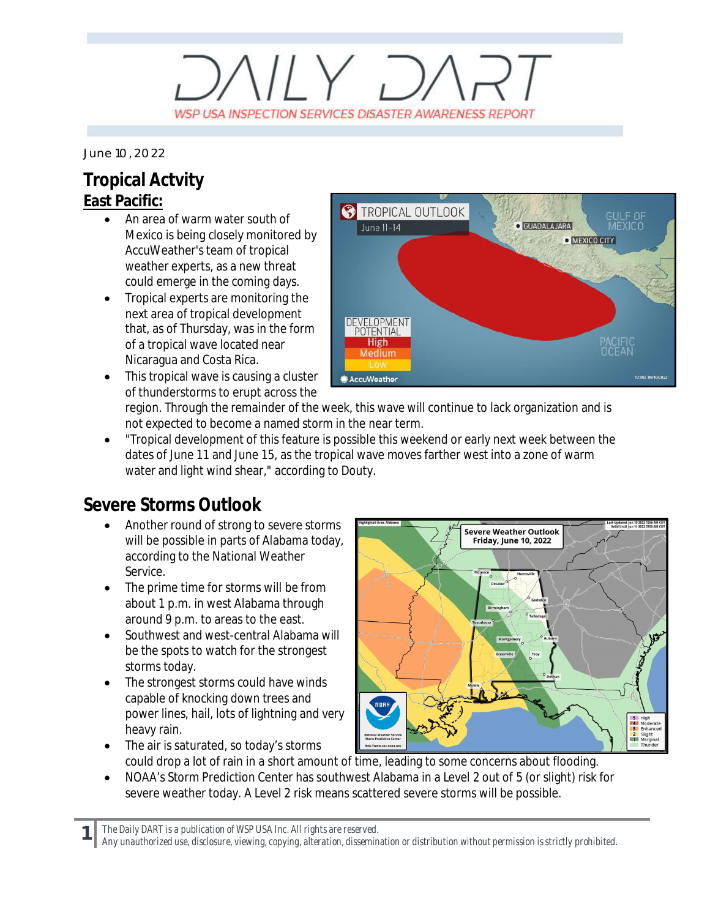# DAILY DART

WSP USA INSPECTION SERVICES DISASTER AWARENESS REPORT

June 10, 2022

## Tropical Actvity

### East Pacific:

- An area of warm water south of Mexico is being closely monitored by AccuWeather's team of tropical weather experts, as a new threat could emerge in the coming days.
- Tropical experts are monitoring the next area of tropical development that, as of Thursday, was in the form of a tropical wave located near Nicaragua and Costa Rica.
- This tropical wave is causing a cluster of thunderstorms to erupt across the region. Through the remainder of the week, this wave will continue to lack organization and is not expected to become a named storm in the near term.
- "Tropical development of this feature is possible this weekend or early next week between the dates of June 11 and June 15, as the tropical wave moves farther west into a zone of warm water and light wind shear," according to Douty.

## Severe Storms Outlook

- Another round of strong to severe storms will be possible in parts of Alabama today, according to the National Weather Service.
- The prime time for storms will be from about 1 p.m. in west Alabama through around 9 p.m. to areas to the east.
- Southwest and west-central Alabama will be the spots to watch for the strongest storms today.
- The strongest storms could have winds capable of knocking down trees and power lines, hail, lots of lightning and very heavy rain.
- The air is saturated, so today's storms could drop a lot of rain in a short amount of time, leading to some concerns about flooding.
- NOAA's Storm Prediction Center has southwest Alabama in a Level 2 out of 5 (or slight) risk for severe weather today. A Level 2 risk means scattered severe storms will be possible.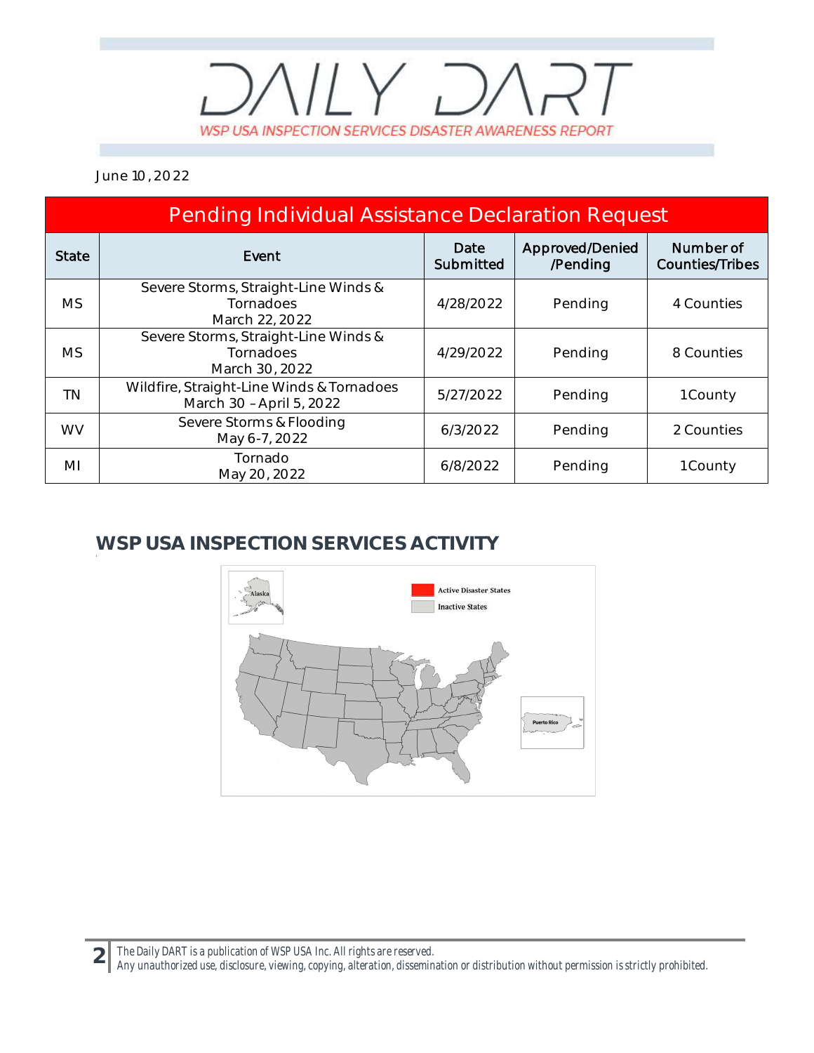# DAILY DART

WSP USA INSPECTION SERVICES DISASTER AWARENESS REPORT

June 10, 2022

| Pending Individual Assistance Declaration Request | | | | |
|---|---|---|---|---|
| State | Event | Date Submitted | Approved/Denied /Pending | Number of Counties/Tribes |
| MS | Severe Storms, Straight-Line Winds & Tornadoes March 22, 2022 | 4/28/2022 | Pending | 4 Counties |
| MS | Severe Storms, Straight-Line Winds & Tornadoes March 30, 2022 | 4/29/2022 | Pending | 8 Counties |
| TN | Wildfire, Straight-Line Winds & Tornadoes March 30 – April 5, 2022 | 5/27/2022 | Pending | 1 County |
| WV | Severe Storms & Flooding May 6-7, 2022 | 6/3/2022 | Pending | 2 Counties |
| MI | Tornado May 20, 2022 | 6/8/2022 | Pending | 1 County |

## WSP USA INSPECTION SERVICES ACTIVITY

Active Disaster States
Inactive States
Alaska
Puerto Rico

*The Daily DART is a publication of WSP USA Inc. All rights are reserved.*
*Any unauthorized use, disclosure, viewing, copying, alteration, dissemination or distribution without permission is strictly prohibited.*